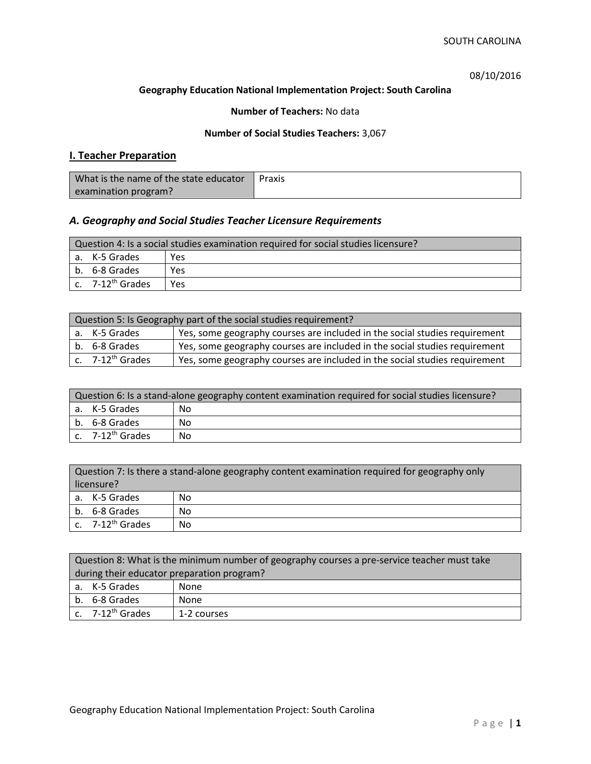08/10/2016

**Geography Education National Implementation Project: South Carolina**

**Number of Teachers:** No data

**Number of Social Studies Teachers:** 3,067

## I. Teacher Preparation

| What is the name of the state educator examination program? | Praxis |
|---|---|

### *A. Geography and Social Studies Teacher Licensure Requirements*

| Question 4: Is a social studies examination required for social studies licensure? | |
|---|---|
| a. K-5 Grades | Yes |
| b. 6-8 Grades | Yes |
| c. 7-12th Grades | Yes |

| Question 5: Is Geography part of the social studies requirement? | |
|---|---|
| a. K-5 Grades | Yes, some geography courses are included in the social studies requirement |
| b. 6-8 Grades | Yes, some geography courses are included in the social studies requirement |
| c. 7-12th Grades | Yes, some geography courses are included in the social studies requirement |

| Question 6: Is a stand-alone geography content examination required for social studies licensure? | |
|---|---|
| a. K-5 Grades | No |
| b. 6-8 Grades | No |
| c. 7-12th Grades | No |

| Question 7: Is there a stand-alone geography content examination required for geography only licensure? | |
|---|---|
| a. K-5 Grades | No |
| b. 6-8 Grades | No |
| c. 7-12th Grades | No |

| Question 8: What is the minimum number of geography courses a pre-service teacher must take during their educator preparation program? | |
|---|---|
| a. K-5 Grades | None |
| b. 6-8 Grades | None |
| c. 7-12th Grades | 1-2 courses |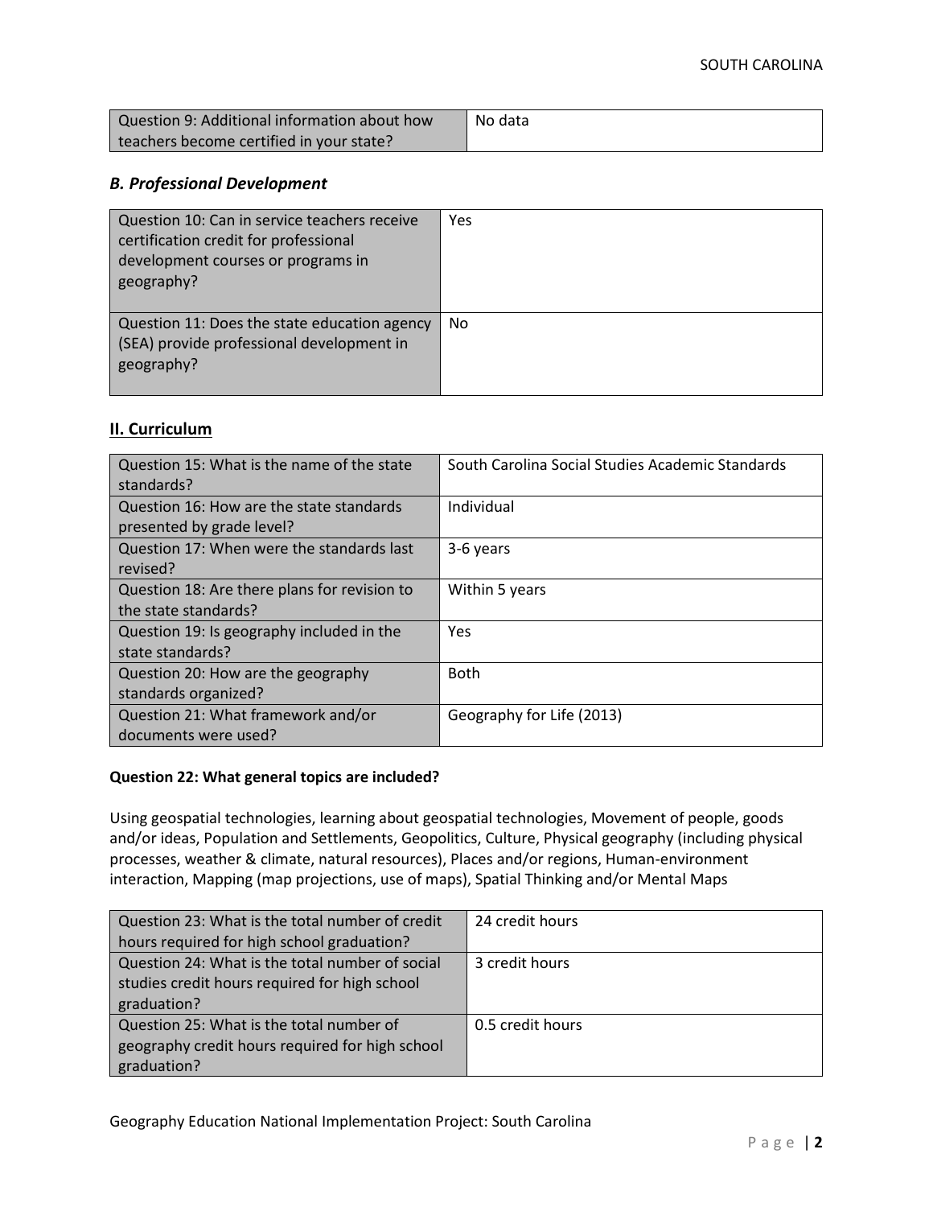| Question 9: Additional information about how teachers become certified in your state? | No data |
|---|---|

### *B. Professional Development*

| Question 10: Can in service teachers receive certification credit for professional development courses or programs in geography? | Yes |
|---|---|
| Question 11: Does the state education agency (SEA) provide professional development in geography? | No |

## II. Curriculum

| Question 15: What is the name of the state standards? | South Carolina Social Studies Academic Standards |
|---|---|
| Question 16: How are the state standards presented by grade level? | Individual |
| Question 17: When were the standards last revised? | 3-6 years |
| Question 18: Are there plans for revision to the state standards? | Within 5 years |
| Question 19: Is geography included in the state standards? | Yes |
| Question 20: How are the geography standards organized? | Both |
| Question 21: What framework and/or documents were used? | Geography for Life (2013) |

**Question 22: What general topics are included?**

Using geospatial technologies, learning about geospatial technologies, Movement of people, goods and/or ideas, Population and Settlements, Geopolitics, Culture, Physical geography (including physical processes, weather & climate, natural resources), Places and/or regions, Human-environment interaction, Mapping (map projections, use of maps), Spatial Thinking and/or Mental Maps

| Question 23: What is the total number of credit hours required for high school graduation? | 24 credit hours |
|---|---|
| Question 24: What is the total number of social studies credit hours required for high school graduation? | 3 credit hours |
| Question 25: What is the total number of geography credit hours required for high school graduation? | 0.5 credit hours |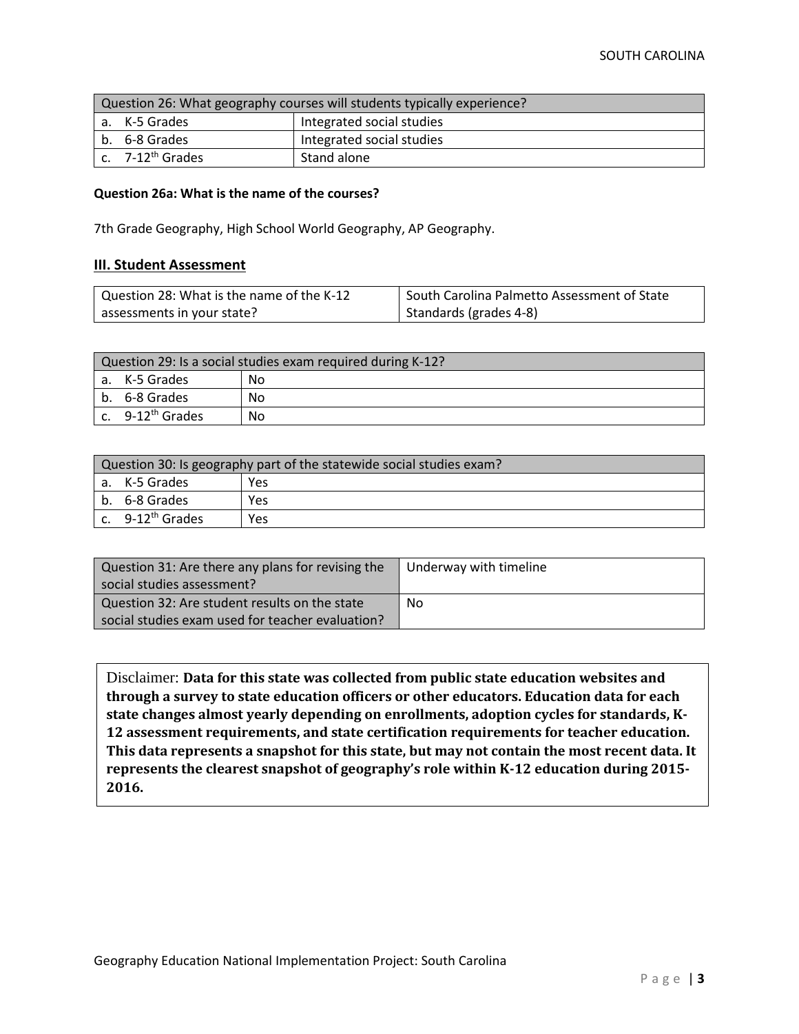| Question 26: What geography courses will students typically experience? | |
|---|---|
| a. K-5 Grades | Integrated social studies |
| b. 6-8 Grades | Integrated social studies |
| c. 7-12th Grades | Stand alone |

**Question 26a: What is the name of the courses?**

7th Grade Geography, High School World Geography, AP Geography.

## III. Student Assessment

| | |
|---|---|
| Question 28: What is the name of the K-12 assessments in your state? | South Carolina Palmetto Assessment of State Standards (grades 4-8) |

| Question 29: Is a social studies exam required during K-12? | |
|---|---|
| a. K-5 Grades | No |
| b. 6-8 Grades | No |
| c. 9-12th Grades | No |

| Question 30: Is geography part of the statewide social studies exam? | |
|---|---|
| a. K-5 Grades | Yes |
| b. 6-8 Grades | Yes |
| c. 9-12th Grades | Yes |

| | |
|---|---|
| Question 31: Are there any plans for revising the social studies assessment? | Underway with timeline |
| Question 32: Are student results on the state social studies exam used for teacher evaluation? | No |

Disclaimer: **Data for this state was collected from public state education websites and through a survey to state education officers or other educators. Education data for each state changes almost yearly depending on enrollments, adoption cycles for standards, K-12 assessment requirements, and state certification requirements for teacher education. This data represents a snapshot for this state, but may not contain the most recent data. It represents the clearest snapshot of geography's role within K-12 education during 2015-2016.**